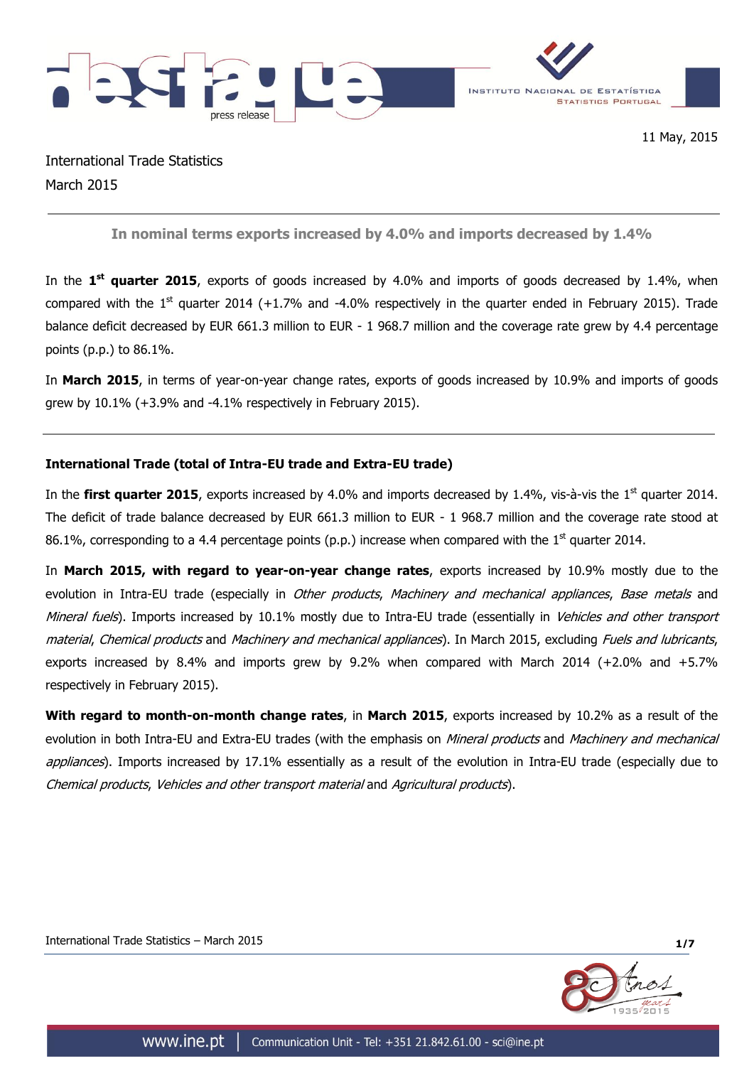11 May, 2015

International Trade Statistics
March 2015

## In nominal terms exports increased by 4.0% and imports decreased by 1.4%

In the **1st quarter 2015**, exports of goods increased by 4.0% and imports of goods decreased by 1.4%, when compared with the 1st quarter 2014 (+1.7% and -4.0% respectively in the quarter ended in February 2015). Trade balance deficit decreased by EUR 661.3 million to EUR - 1 968.7 million and the coverage rate grew by 4.4 percentage points (p.p.) to 86.1%.

In **March 2015**, in terms of year-on-year change rates, exports of goods increased by 10.9% and imports of goods grew by 10.1% (+3.9% and -4.1% respectively in February 2015).

### International Trade (total of Intra-EU trade and Extra-EU trade)

In the **first quarter 2015**, exports increased by 4.0% and imports decreased by 1.4%, vis-à-vis the 1st quarter 2014. The deficit of trade balance decreased by EUR 661.3 million to EUR - 1 968.7 million and the coverage rate stood at 86.1%, corresponding to a 4.4 percentage points (p.p.) increase when compared with the 1st quarter 2014.

In **March 2015, with regard to year-on-year change rates**, exports increased by 10.9% mostly due to the evolution in Intra-EU trade (especially in *Other products*, *Machinery and mechanical appliances*, *Base metals* and *Mineral fuels*). Imports increased by 10.1% mostly due to Intra-EU trade (essentially in *Vehicles and other transport material*, *Chemical products* and *Machinery and mechanical appliances*). In March 2015, excluding *Fuels and lubricants*, exports increased by 8.4% and imports grew by 9.2% when compared with March 2014 (+2.0% and +5.7% respectively in February 2015).

**With regard to month-on-month change rates**, in **March 2015**, exports increased by 10.2% as a result of the evolution in both Intra-EU and Extra-EU trades (with the emphasis on *Mineral products* and *Machinery and mechanical appliances*). Imports increased by 17.1% essentially as a result of the evolution in Intra-EU trade (especially due to *Chemical products*, *Vehicles and other transport material* and *Agricultural products*).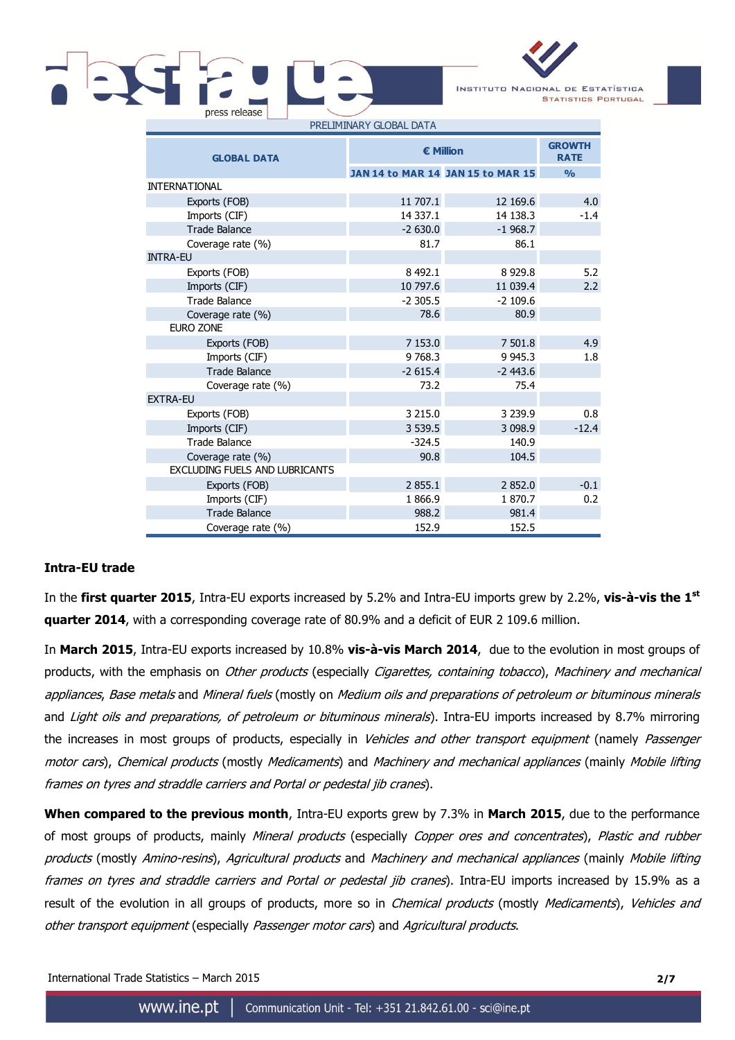PRELIMINARY GLOBAL DATA

| GLOBAL DATA | € Million | | GROWTH RATE |
|---|---|---|---|
| | JAN 14 to MAR 14 | JAN 15 to MAR 15 | % |
| INTERNATIONAL | | | |
| Exports (FOB) | 11 707.1 | 12 169.6 | 4.0 |
| Imports (CIF) | 14 337.1 | 14 138.3 | -1.4 |
| Trade Balance | -2 630.0 | -1 968.7 | |
| Coverage rate (%) | 81.7 | 86.1 | |
| INTRA-EU | | | |
| Exports (FOB) | 8 492.1 | 8 929.8 | 5.2 |
| Imports (CIF) | 10 797.6 | 11 039.4 | 2.2 |
| Trade Balance | -2 305.5 | -2 109.6 | |
| Coverage rate (%) | 78.6 | 80.9 | |
| EURO ZONE | | | |
| Exports (FOB) | 7 153.0 | 7 501.8 | 4.9 |
| Imports (CIF) | 9 768.3 | 9 945.3 | 1.8 |
| Trade Balance | -2 615.4 | -2 443.6 | |
| Coverage rate (%) | 73.2 | 75.4 | |
| EXTRA-EU | | | |
| Exports (FOB) | 3 215.0 | 3 239.9 | 0.8 |
| Imports (CIF) | 3 539.5 | 3 098.9 | -12.4 |
| Trade Balance | -324.5 | 140.9 | |
| Coverage rate (%) | 90.8 | 104.5 | |
| EXCLUDING FUELS AND LUBRICANTS | | | |
| Exports (FOB) | 2 855.1 | 2 852.0 | -0.1 |
| Imports (CIF) | 1 866.9 | 1 870.7 | 0.2 |
| Trade Balance | 988.2 | 981.4 | |
| Coverage rate (%) | 152.9 | 152.5 | |

**Intra-EU trade**

In the **first quarter 2015**, Intra-EU exports increased by 5.2% and Intra-EU imports grew by 2.2%, **vis-à-vis the 1st quarter 2014**, with a corresponding coverage rate of 80.9% and a deficit of EUR 2 109.6 million.

In **March 2015**, Intra-EU exports increased by 10.8% **vis-à-vis March 2014**, due to the evolution in most groups of products, with the emphasis on *Other products* (especially *Cigarettes, containing tobacco*), *Machinery and mechanical appliances*, *Base metals* and *Mineral fuels* (mostly on *Medium oils and preparations of petroleum or bituminous minerals* and *Light oils and preparations, of petroleum or bituminous minerals*). Intra-EU imports increased by 8.7% mirroring the increases in most groups of products, especially in *Vehicles and other transport equipment* (namely *Passenger motor cars*), *Chemical products* (mostly *Medicaments*) and *Machinery and mechanical appliances* (mainly *Mobile lifting frames on tyres and straddle carriers and Portal or pedestal jib cranes*).

**When compared to the previous month**, Intra-EU exports grew by 7.3% in **March 2015**, due to the performance of most groups of products, mainly *Mineral products* (especially *Copper ores and concentrates*), *Plastic and rubber products* (mostly *Amino-resins*), *Agricultural products* and *Machinery and mechanical appliances* (mainly *Mobile lifting frames on tyres and straddle carriers and Portal or pedestal jib cranes*). Intra-EU imports increased by 15.9% as a result of the evolution in all groups of products, more so in *Chemical products* (mostly *Medicaments*), *Vehicles and other transport equipment* (especially *Passenger motor cars*) and *Agricultural products*.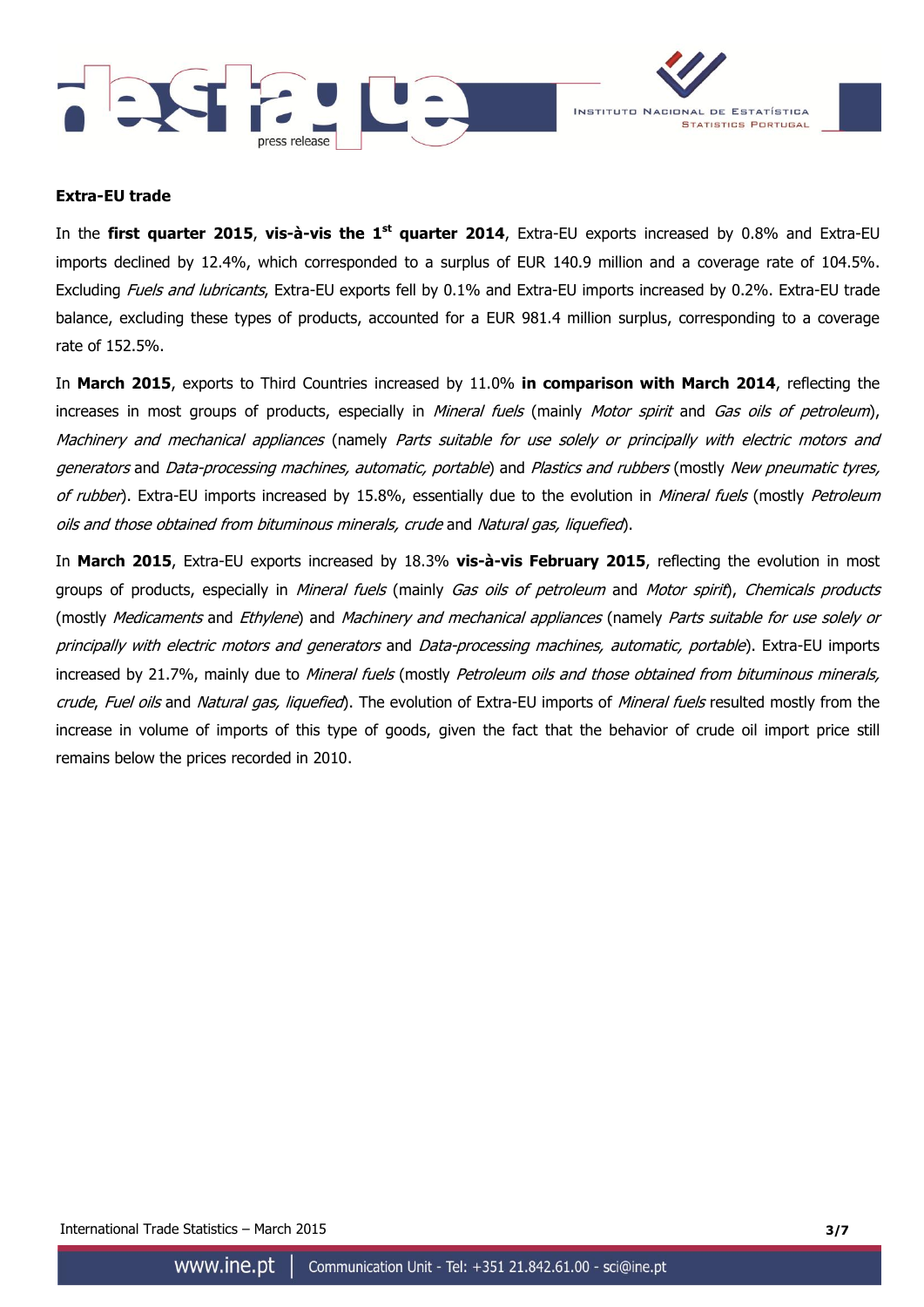**Extra-EU trade**

In the **first quarter 2015**, **vis-à-vis the 1st quarter 2014**, Extra-EU exports increased by 0.8% and Extra-EU imports declined by 12.4%, which corresponded to a surplus of EUR 140.9 million and a coverage rate of 104.5%. Excluding *Fuels and lubricants*, Extra-EU exports fell by 0.1% and Extra-EU imports increased by 0.2%. Extra-EU trade balance, excluding these types of products, accounted for a EUR 981.4 million surplus, corresponding to a coverage rate of 152.5%.

In **March 2015**, exports to Third Countries increased by 11.0% **in comparison with March 2014**, reflecting the increases in most groups of products, especially in *Mineral fuels* (mainly *Motor spirit* and *Gas oils of petroleum*), *Machinery and mechanical appliances* (namely *Parts suitable for use solely or principally with electric motors and generators* and *Data-processing machines, automatic, portable*) and *Plastics and rubbers* (mostly *New pneumatic tyres, of rubber*). Extra-EU imports increased by 15.8%, essentially due to the evolution in *Mineral fuels* (mostly *Petroleum oils and those obtained from bituminous minerals, crude* and *Natural gas, liquefied*).

In **March 2015**, Extra-EU exports increased by 18.3% **vis-à-vis February 2015**, reflecting the evolution in most groups of products, especially in *Mineral fuels* (mainly *Gas oils of petroleum* and *Motor spirit*), *Chemicals products* (mostly *Medicaments* and *Ethylene*) and *Machinery and mechanical appliances* (namely *Parts suitable for use solely or principally with electric motors and generators* and *Data-processing machines, automatic, portable*). Extra-EU imports increased by 21.7%, mainly due to *Mineral fuels* (mostly *Petroleum oils and those obtained from bituminous minerals, crude*, *Fuel oils* and *Natural gas, liquefied*). The evolution of Extra-EU imports of *Mineral fuels* resulted mostly from the increase in volume of imports of this type of goods, given the fact that the behavior of crude oil import price still remains below the prices recorded in 2010.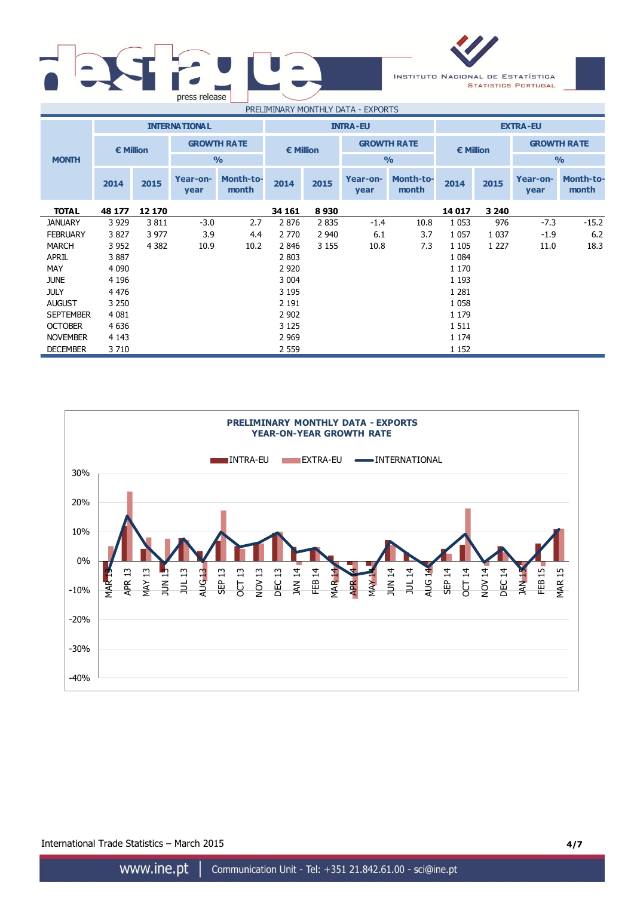PRELIMINARY MONTHLY DATA - EXPORTS

| MONTH | INTERNATIONAL | | | | INTRA-EU | | | | EXTRA-EU | | | |
|---|---|---|---|---|---|---|---|---|---|---|---|---|
| | € Million | | GROWTH RATE % | | € Million | | GROWTH RATE % | | € Million | | GROWTH RATE % | |
| | 2014 | 2015 | Year-on-year | Month-to-month | 2014 | 2015 | Year-on-year | Month-to-month | 2014 | 2015 | Year-on-year | Month-to-month |
| **TOTAL** | **48 177** | **12 170** | | | **34 161** | **8 930** | | | **14 017** | **3 240** | | |
| JANUARY | 3 929 | 3 811 | -3.0 | 2.7 | 2 876 | 2 835 | -1.4 | 10.8 | 1 053 | 976 | -7.3 | -15.2 |
| FEBRUARY | 3 827 | 3 977 | 3.9 | 4.4 | 2 770 | 2 940 | 6.1 | 3.7 | 1 057 | 1 037 | -1.9 | 6.2 |
| MARCH | 3 952 | 4 382 | 10.9 | 10.2 | 2 846 | 3 155 | 10.8 | 7.3 | 1 105 | 1 227 | 11.0 | 18.3 |
| APRIL | 3 887 | | | | 2 803 | | | | 1 084 | | | |
| MAY | 4 090 | | | | 2 920 | | | | 1 170 | | | |
| JUNE | 4 196 | | | | 3 004 | | | | 1 193 | | | |
| JULY | 4 476 | | | | 3 195 | | | | 1 281 | | | |
| AUGUST | 3 250 | | | | 2 191 | | | | 1 058 | | | |
| SEPTEMBER | 4 081 | | | | 2 902 | | | | 1 179 | | | |
| OCTOBER | 4 636 | | | | 3 125 | | | | 1 511 | | | |
| NOVEMBER | 4 143 | | | | 2 969 | | | | 1 174 | | | |
| DECEMBER | 3 710 | | | | 2 559 | | | | 1 152 | | | |

**PRELIMINARY MONTHLY DATA - EXPORTS**
**YEAR-ON-YEAR GROWTH RATE**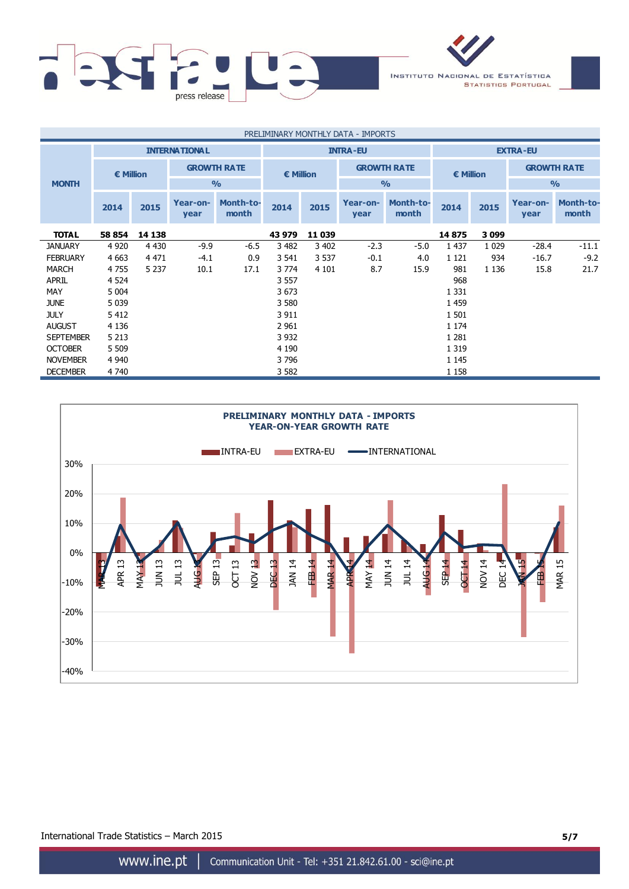PRELIMINARY MONTHLY DATA - IMPORTS

| MONTH | INTERNATIONAL | | | | INTRA-EU | | | | EXTRA-EU | | | |
|---|---|---|---|---|---|---|---|---|---|---|---|---|
| | € Million | | GROWTH RATE % | | € Million | | GROWTH RATE % | | € Million | | GROWTH RATE % | |
| | 2014 | 2015 | Year-on-year | Month-to-month | 2014 | 2015 | Year-on-year | Month-to-month | 2014 | 2015 | Year-on-year | Month-to-month |
| **TOTAL** | **58 854** | **14 138** | | | **43 979** | **11 039** | | | **14 875** | **3 099** | | |
| JANUARY | 4 920 | 4 430 | -9.9 | -6.5 | 3 482 | 3 402 | -2.3 | -5.0 | 1 437 | 1 029 | -28.4 | -11.1 |
| FEBRUARY | 4 663 | 4 471 | -4.1 | 0.9 | 3 541 | 3 537 | -0.1 | 4.0 | 1 121 | 934 | -16.7 | -9.2 |
| MARCH | 4 755 | 5 237 | 10.1 | 17.1 | 3 774 | 4 101 | 8.7 | 15.9 | 981 | 1 136 | 15.8 | 21.7 |
| APRIL | 4 524 | | | | 3 557 | | | | 968 | | | |
| MAY | 5 004 | | | | 3 673 | | | | 1 331 | | | |
| JUNE | 5 039 | | | | 3 580 | | | | 1 459 | | | |
| JULY | 5 412 | | | | 3 911 | | | | 1 501 | | | |
| AUGUST | 4 136 | | | | 2 961 | | | | 1 174 | | | |
| SEPTEMBER | 5 213 | | | | 3 932 | | | | 1 281 | | | |
| OCTOBER | 5 509 | | | | 4 190 | | | | 1 319 | | | |
| NOVEMBER | 4 940 | | | | 3 796 | | | | 1 145 | | | |
| DECEMBER | 4 740 | | | | 3 582 | | | | 1 158 | | | |

**PRELIMINARY MONTHLY DATA - IMPORTS**
**YEAR-ON-YEAR GROWTH RATE**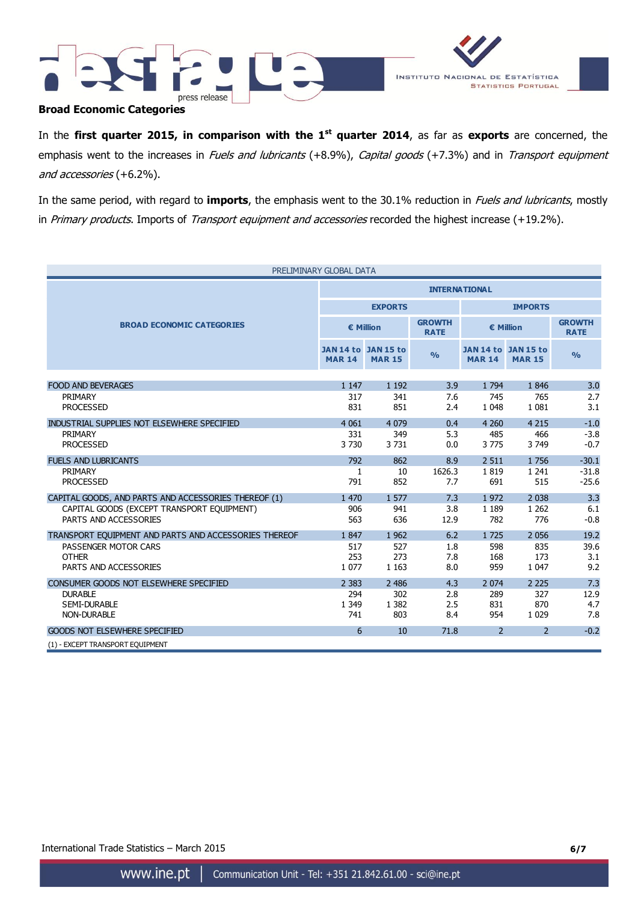## Broad Economic Categories

In the **first quarter 2015, in comparison with the 1st quarter 2014**, as far as **exports** are concerned, the emphasis went to the increases in *Fuels and lubricants* (+8.9%), *Capital goods* (+7.3%) and in *Transport equipment and accessories* (+6.2%).

In the same period, with regard to **imports**, the emphasis went to the 30.1% reduction in *Fuels and lubricants*, mostly in *Primary products*. Imports of *Transport equipment and accessories* recorded the highest increase (+19.2%).

PRELIMINARY GLOBAL DATA

| BROAD ECONOMIC CATEGORIES | INTERNATIONAL | | | | | |
|---|---|---|---|---|---|---|
| | EXPORTS | | | IMPORTS | | |
| | € Million | | GROWTH RATE | € Million | | GROWTH RATE |
| | JAN 14 to MAR 14 | JAN 15 to MAR 15 | % | JAN 14 to MAR 14 | JAN 15 to MAR 15 | % |
| FOOD AND BEVERAGES | 1 147 | 1 192 | 3.9 | 1 794 | 1 846 | 3.0 |
| PRIMARY | 317 | 341 | 7.6 | 745 | 765 | 2.7 |
| PROCESSED | 831 | 851 | 2.4 | 1 048 | 1 081 | 3.1 |
| INDUSTRIAL SUPPLIES NOT ELSEWHERE SPECIFIED | 4 061 | 4 079 | 0.4 | 4 260 | 4 215 | -1.0 |
| PRIMARY | 331 | 349 | 5.3 | 485 | 466 | -3.8 |
| PROCESSED | 3 730 | 3 731 | 0.0 | 3 775 | 3 749 | -0.7 |
| FUELS AND LUBRICANTS | 792 | 862 | 8.9 | 2 511 | 1 756 | -30.1 |
| PRIMARY | 1 | 10 | 1626.3 | 1 819 | 1 241 | -31.8 |
| PROCESSED | 791 | 852 | 7.7 | 691 | 515 | -25.6 |
| CAPITAL GOODS, AND PARTS AND ACCESSORIES THEREOF (1) | 1 470 | 1 577 | 7.3 | 1 972 | 2 038 | 3.3 |
| CAPITAL GOODS (EXCEPT TRANSPORT EQUIPMENT) | 906 | 941 | 3.8 | 1 189 | 1 262 | 6.1 |
| PARTS AND ACCESSORIES | 563 | 636 | 12.9 | 782 | 776 | -0.8 |
| TRANSPORT EQUIPMENT AND PARTS AND ACCESSORIES THEREOF | 1 847 | 1 962 | 6.2 | 1 725 | 2 056 | 19.2 |
| PASSENGER MOTOR CARS | 517 | 527 | 1.8 | 598 | 835 | 39.6 |
| OTHER | 253 | 273 | 7.8 | 168 | 173 | 3.1 |
| PARTS AND ACCESSORIES | 1 077 | 1 163 | 8.0 | 959 | 1 047 | 9.2 |
| CONSUMER GOODS NOT ELSEWHERE SPECIFIED | 2 383 | 2 486 | 4.3 | 2 074 | 2 225 | 7.3 |
| DURABLE | 294 | 302 | 2.8 | 289 | 327 | 12.9 |
| SEMI-DURABLE | 1 349 | 1 382 | 2.5 | 831 | 870 | 4.7 |
| NON-DURABLE | 741 | 803 | 8.4 | 954 | 1 029 | 7.8 |
| GOODS NOT ELSEWHERE SPECIFIED | 6 | 10 | 71.8 | 2 | 2 | -0.2 |

(1) - EXCEPT TRANSPORT EQUIPMENT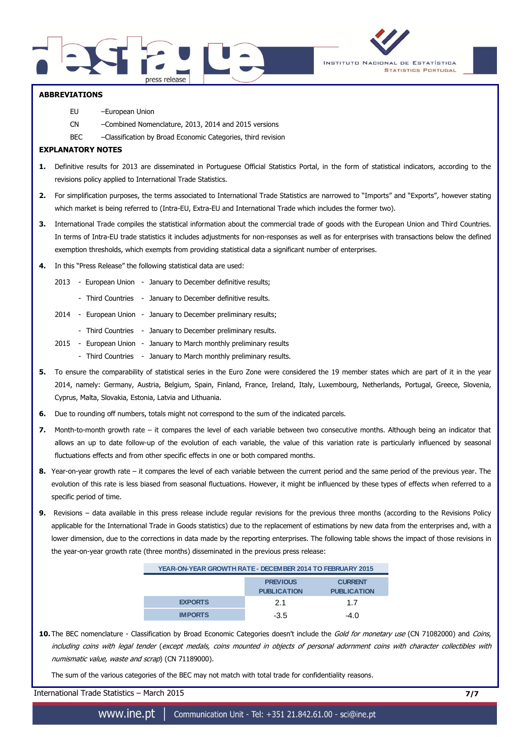## ABBREVIATIONS

| | |
|---|---|
| EU | –European Union |
| CN | –Combined Nomenclature, 2013, 2014 and 2015 versions |
| BEC | –Classification by Broad Economic Categories, third revision |

## EXPLANATORY NOTES

1. Definitive results for 2013 are disseminated in Portuguese Official Statistics Portal, in the form of statistical indicators, according to the revisions policy applied to International Trade Statistics.
2. For simplification purposes, the terms associated to International Trade Statistics are narrowed to "Imports" and "Exports", however stating which market is being referred to (Intra-EU, Extra-EU and International Trade which includes the former two).
3. International Trade compiles the statistical information about the commercial trade of goods with the European Union and Third Countries. In terms of Intra-EU trade statistics it includes adjustments for non-responses as well as for enterprises with transactions below the defined exemption thresholds, which exempts from providing statistical data a significant number of enterprises.
4. In this "Press Release" the following statistical data are used:

   2013 - European Union - January to December definitive results;
   - Third Countries - January to December definitive results.

   2014 - European Union - January to December preliminary results;
   - Third Countries - January to December preliminary results.

   2015 - European Union - January to March monthly preliminary results
   - Third Countries - January to March monthly preliminary results.
5. To ensure the comparability of statistical series in the Euro Zone were considered the 19 member states which are part of it in the year 2014, namely: Germany, Austria, Belgium, Spain, Finland, France, Ireland, Italy, Luxembourg, Netherlands, Portugal, Greece, Slovenia, Cyprus, Malta, Slovakia, Estonia, Latvia and Lithuania.
6. Due to rounding off numbers, totals might not correspond to the sum of the indicated parcels.
7. Month-to-month growth rate – it compares the level of each variable between two consecutive months. Although being an indicator that allows an up to date follow-up of the evolution of each variable, the value of this variation rate is particularly influenced by seasonal fluctuations effects and from other specific effects in one or both compared months.
8. Year-on-year growth rate – it compares the level of each variable between the current period and the same period of the previous year. The evolution of this rate is less biased from seasonal fluctuations. However, it might be influenced by these types of effects when referred to a specific period of time.
9. Revisions – data available in this press release include regular revisions for the previous three months (according to the Revisions Policy applicable for the International Trade in Goods statistics) due to the replacement of estimations by new data from the enterprises and, with a lower dimension, due to the corrections in data made by the reporting enterprises. The following table shows the impact of those revisions in the year-on-year growth rate (three months) disseminated in the previous press release:

| YEAR-ON-YEAR GROWTH RATE - DECEMBER 2014 TO FEBRUARY 2015 | | |
|---|---|---|
| | PREVIOUS PUBLICATION | CURRENT PUBLICATION |
| EXPORTS | 2.1 | 1.7 |
| IMPORTS | -3.5 | -4.0 |

10. The BEC nomenclature - Classification by Broad Economic Categories doesn't include the *Gold for monetary use* (CN 71082000) and *Coins, including coins with legal tender* (*except medals, coins mounted in objects of personal adornment coins with character collectibles with numismatic value, waste and scrap*) (CN 71189000).

    The sum of the various categories of the BEC may not match with total trade for confidentiality reasons.